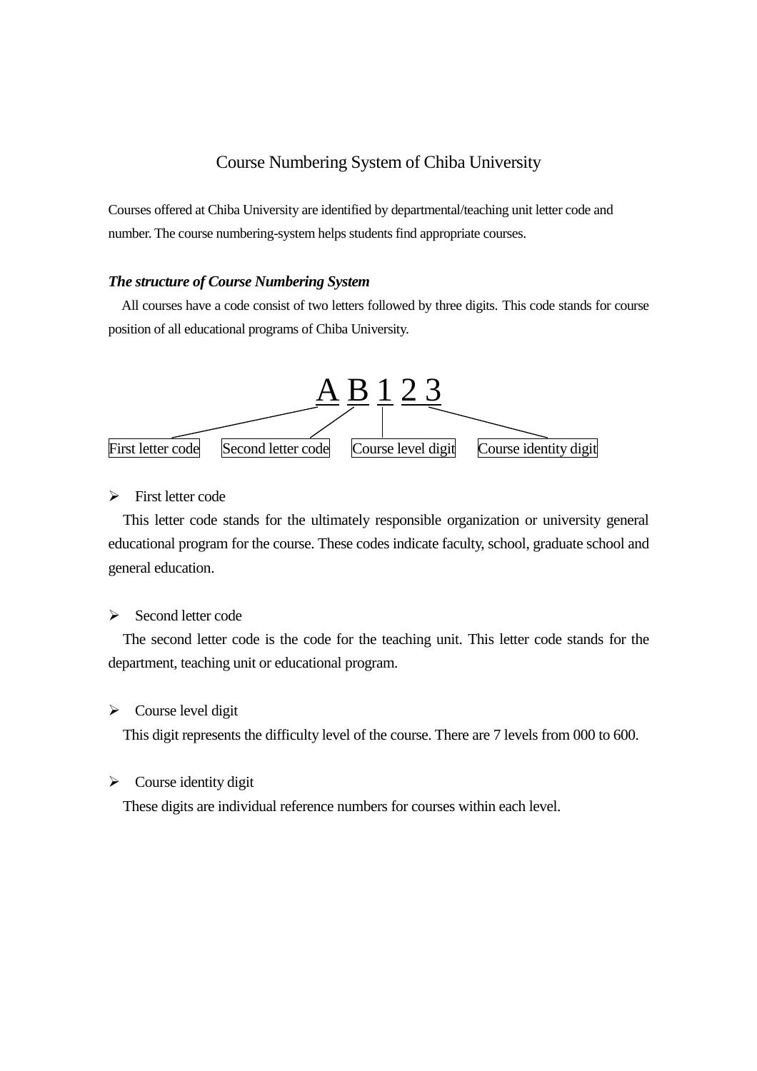# Course Numbering System of Chiba University

Courses offered at Chiba University are identified by departmental/teaching unit letter code and number. The course numbering-system helps students find appropriate courses.

***The structure of Course Numbering System***

All courses have a code consist of two letters followed by three digits. This code stands for course position of all educational programs of Chiba University.

A B 1 2 3

First letter code | Second letter code | Course level digit | Course identity digit

- First letter code

  This letter code stands for the ultimately responsible organization or university general educational program for the course. These codes indicate faculty, school, graduate school and general education.

- Second letter code

  The second letter code is the code for the teaching unit. This letter code stands for the department, teaching unit or educational program.

- Course level digit

  This digit represents the difficulty level of the course. There are 7 levels from 000 to 600.

- Course identity digit

  These digits are individual reference numbers for courses within each level.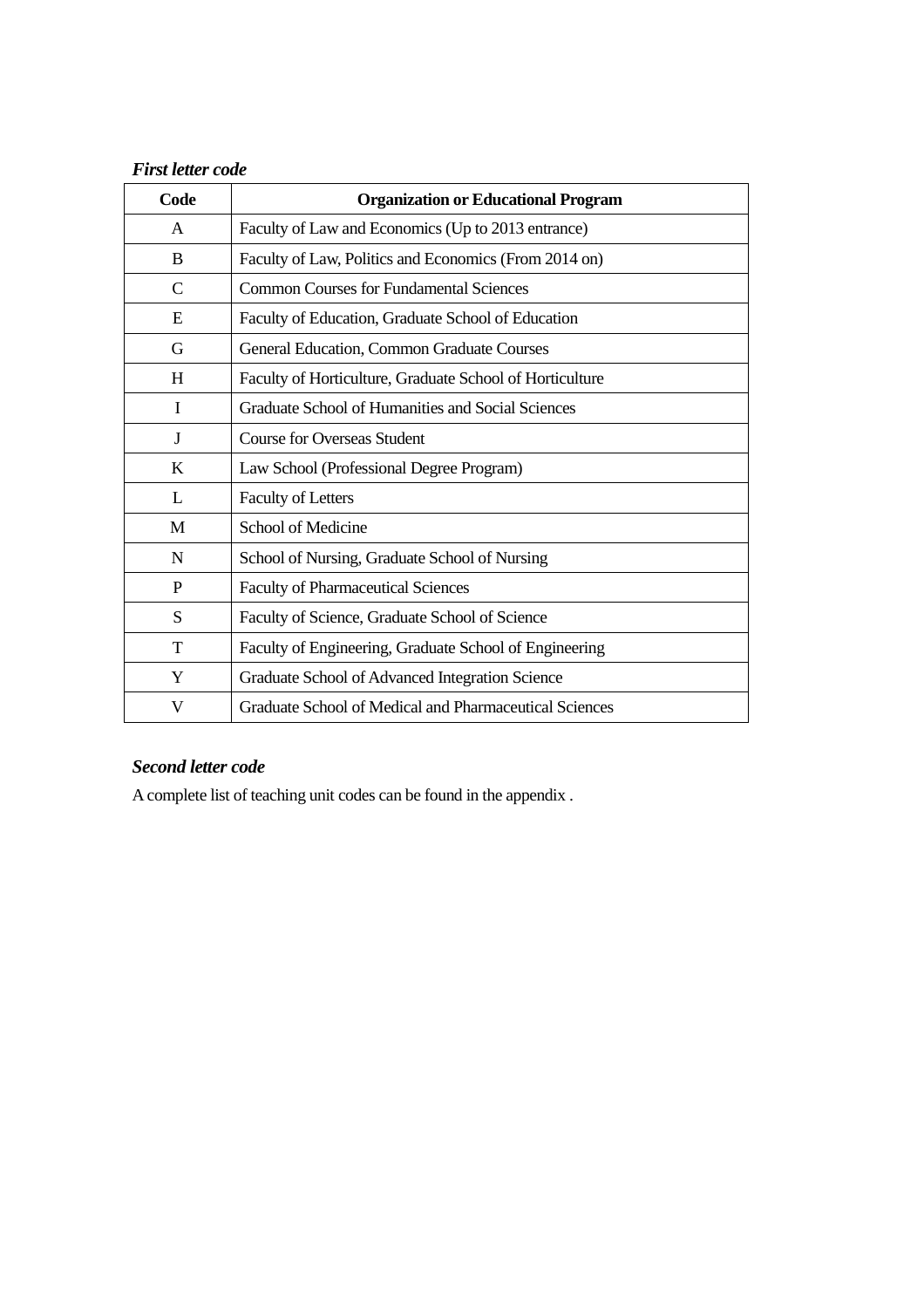***First letter code***

| Code | Organization or Educational Program |
|---|---|
| A | Faculty of Law and Economics (Up to 2013 entrance) |
| B | Faculty of Law, Politics and Economics (From 2014 on) |
| C | Common Courses for Fundamental Sciences |
| E | Faculty of Education, Graduate School of Education |
| G | General Education, Common Graduate Courses |
| H | Faculty of Horticulture, Graduate School of Horticulture |
| I | Graduate School of Humanities and Social Sciences |
| J | Course for Overseas Student |
| K | Law School (Professional Degree Program) |
| L | Faculty of Letters |
| M | School of Medicine |
| N | School of Nursing, Graduate School of Nursing |
| P | Faculty of Pharmaceutical Sciences |
| S | Faculty of Science, Graduate School of Science |
| T | Faculty of Engineering, Graduate School of Engineering |
| Y | Graduate School of Advanced Integration Science |
| V | Graduate School of Medical and Pharmaceutical Sciences |

***Second letter code***

A complete list of teaching unit codes can be found in the appendix .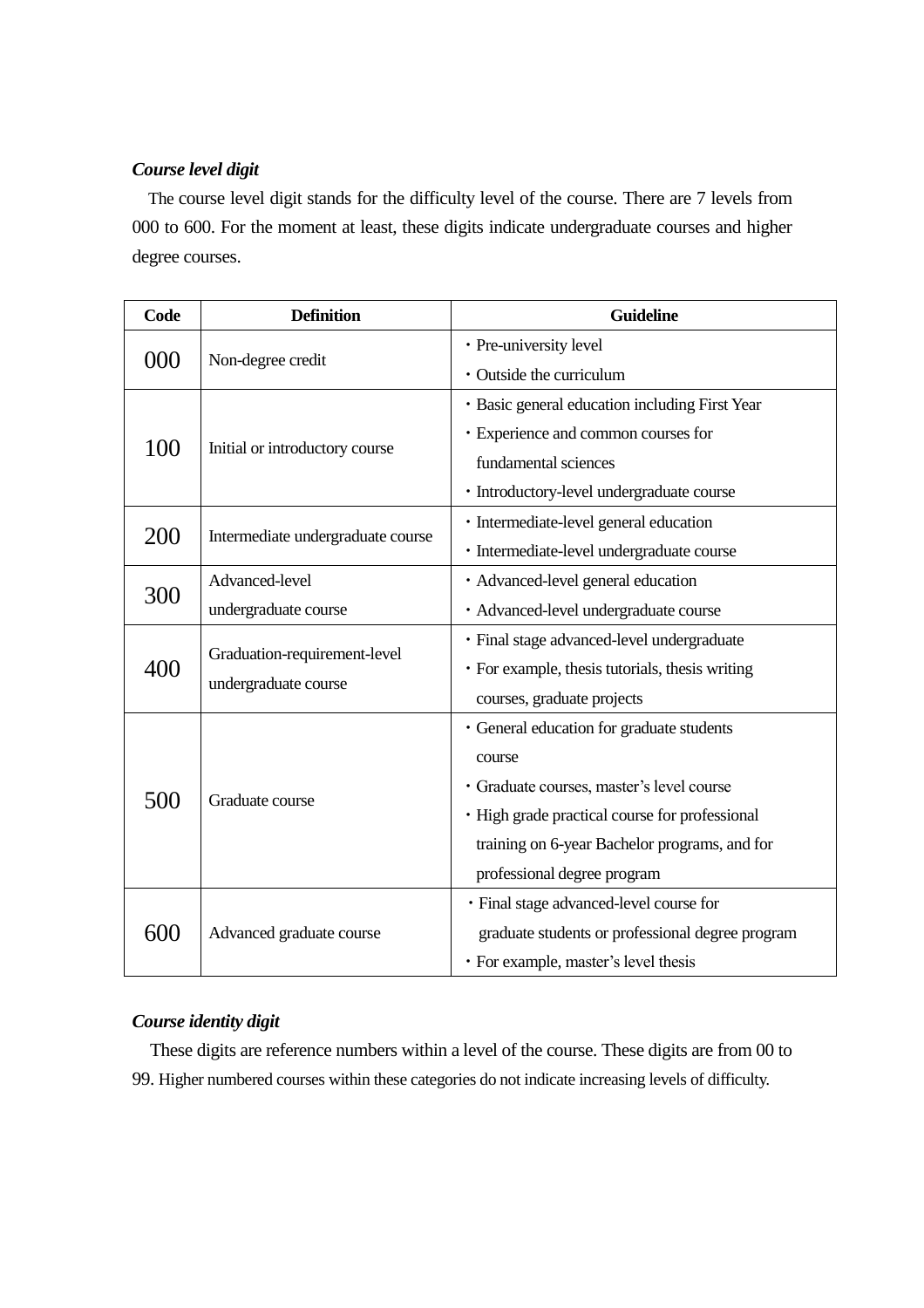***Course level digit***

The course level digit stands for the difficulty level of the course. There are 7 levels from 000 to 600. For the moment at least, these digits indicate undergraduate courses and higher degree courses.

| Code | Definition | Guideline |
|---|---|---|
| 000 | Non-degree credit | ・Pre-university level<br>・Outside the curriculum |
| 100 | Initial or introductory course | ・Basic general education including First Year<br>・Experience and common courses for fundamental sciences<br>・Introductory-level undergraduate course |
| 200 | Intermediate undergraduate course | ・Intermediate-level general education<br>・Intermediate-level undergraduate course |
| 300 | Advanced-level undergraduate course | ・Advanced-level general education<br>・Advanced-level undergraduate course |
| 400 | Graduation-requirement-level undergraduate course | ・Final stage advanced-level undergraduate<br>・For example, thesis tutorials, thesis writing courses, graduate projects |
| 500 | Graduate course | ・General education for graduate students course<br>・Graduate courses, master's level course<br>・High grade practical course for professional training on 6-year Bachelor programs, and for professional degree program |
| 600 | Advanced graduate course | ・Final stage advanced-level course for graduate students or professional degree program<br>・For example, master's level thesis |

***Course identity digit***

These digits are reference numbers within a level of the course. These digits are from 00 to 99. Higher numbered courses within these categories do not indicate increasing levels of difficulty.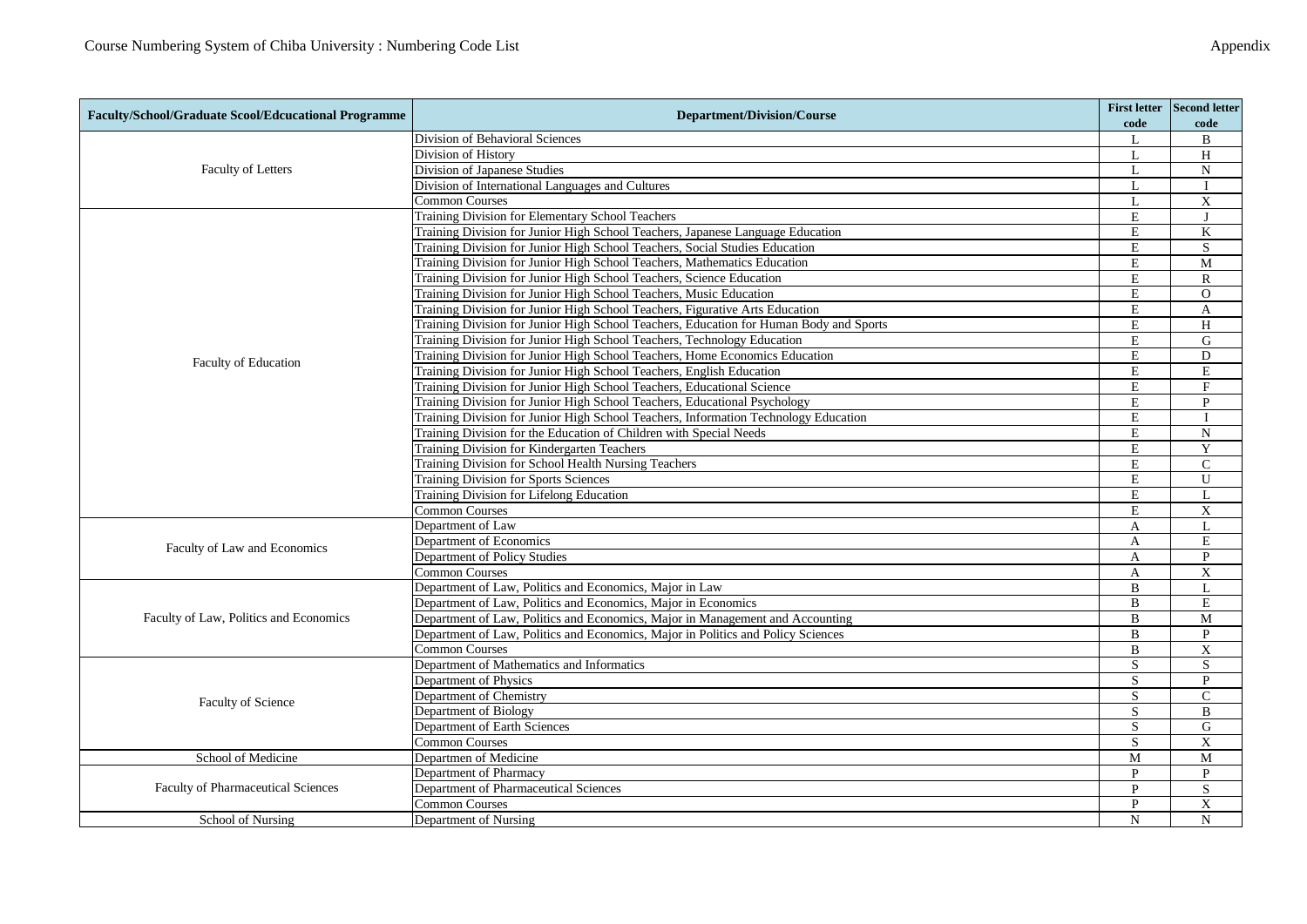| Faculty/School/Graduate Scool/Edcucational Programme | Department/Division/Course | First letter code | Second letter code |
|---|---|---|---|
| Faculty of Letters | Division of Behavioral Sciences | L | B |
| | Division of History | L | H |
| | Division of Japanese Studies | L | N |
| | Division of International Languages and Cultures | L | I |
| | Common Courses | L | X |
| Faculty of Education | Training Division for Elementary School Teachers | E | J |
| | Training Division for Junior High School Teachers, Japanese Language Education | E | K |
| | Training Division for Junior High School Teachers, Social Studies Education | E | S |
| | Training Division for Junior High School Teachers, Mathematics Education | E | M |
| | Training Division for Junior High School Teachers, Science Education | E | R |
| | Training Division for Junior High School Teachers, Music Education | E | O |
| | Training Division for Junior High School Teachers, Figurative Arts Education | E | A |
| | Training Division for Junior High School Teachers, Education for Human Body and Sports | E | H |
| | Training Division for Junior High School Teachers, Technology Education | E | G |
| | Training Division for Junior High School Teachers, Home Economics Education | E | D |
| | Training Division for Junior High School Teachers, English Education | E | E |
| | Training Division for Junior High School Teachers, Educational Science | E | F |
| | Training Division for Junior High School Teachers, Educational Psychology | E | P |
| | Training Division for Junior High School Teachers, Information Technology Education | E | I |
| | Training Division for the Education of Children with Special Needs | E | N |
| | Training Division for Kindergarten Teachers | E | Y |
| | Training Division for School Health Nursing Teachers | E | C |
| | Training Division for Sports Sciences | E | U |
| | Training Division for Lifelong Education | E | L |
| | Common Courses | E | X |
| Faculty of Law and Economics | Department of Law | A | L |
| | Department of Economics | A | E |
| | Department of Policy Studies | A | P |
| | Common Courses | A | X |
| Faculty of Law, Politics and Economics | Department of Law, Politics and Economics, Major in Law | B | L |
| | Department of Law, Politics and Economics, Major in Economics | B | E |
| | Department of Law, Politics and Economics, Major in Management and Accounting | B | M |
| | Department of Law, Politics and Economics, Major in Politics and Policy Sciences | B | P |
| | Common Courses | B | X |
| Faculty of Science | Department of Mathematics and Informatics | S | S |
| | Department of Physics | S | P |
| | Department of Chemistry | S | C |
| | Department of Biology | S | B |
| | Department of Earth Sciences | S | G |
| | Common Courses | S | X |
| School of Medicine | Departmen of Medicine | M | M |
| Faculty of Pharmaceutical Sciences | Department of Pharmacy | P | P |
| | Department of Pharmaceutical Sciences | P | S |
| | Common Courses | P | X |
| School of Nursing | Department of Nursing | N | N |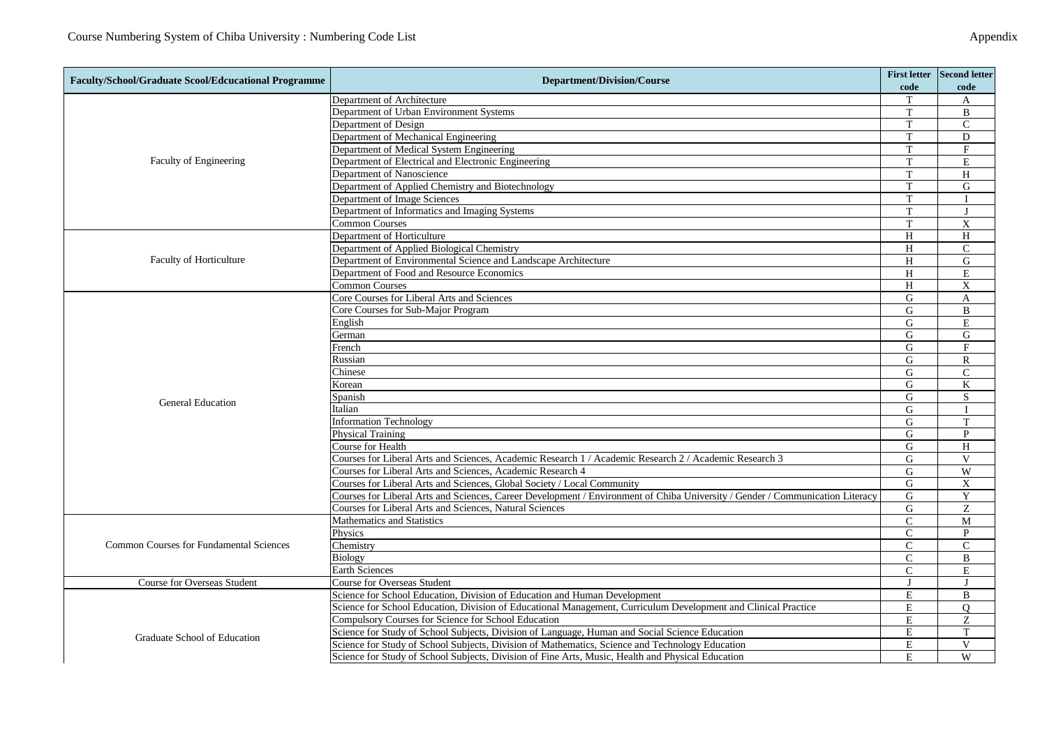| Faculty/School/Graduate Scool/Edcucational Programme | Department/Division/Course | First letter code | Second letter code |
|---|---|---|---|
| Faculty of Engineering | Department of Architecture | T | A |
| | Department of Urban Environment Systems | T | B |
| | Department of Design | T | C |
| | Department of Mechanical Engineering | T | D |
| | Department of Medical System Engineering | T | F |
| | Department of Electrical and Electronic Engineering | T | E |
| | Department of Nanoscience | T | H |
| | Department of Applied Chemistry and Biotechnology | T | G |
| | Department of Image Sciences | T | I |
| | Department of Informatics and Imaging Systems | T | J |
| | Common Courses | T | X |
| Faculty of Horticulture | Department of Horticulture | H | H |
| | Department of Applied Biological Chemistry | H | C |
| | Department of Environmental Science and Landscape Architecture | H | G |
| | Department of Food and Resource Economics | H | E |
| | Common Courses | H | X |
| General Education | Core Courses for Liberal Arts and Sciences | G | A |
| | Core Courses for Sub-Major Program | G | B |
| | English | G | E |
| | German | G | G |
| | French | G | F |
| | Russian | G | R |
| | Chinese | G | C |
| | Korean | G | K |
| | Spanish | G | S |
| | Italian | G | I |
| | Information Technology | G | T |
| | Physical Training | G | P |
| | Course for Health | G | H |
| | Courses for Liberal Arts and Sciences, Academic Research 1 / Academic Research 2 / Academic Research 3 | G | V |
| | Courses for Liberal Arts and Sciences, Academic Research 4 | G | W |
| | Courses for Liberal Arts and Sciences, Global Society / Local Community | G | X |
| | Courses for Liberal Arts and Sciences, Career Development / Environment of Chiba University / Gender / Communication Literacy | G | Y |
| | Courses for Liberal Arts and Sciences, Natural Sciences | G | Z |
| Common Courses for Fundamental Sciences | Mathematics and Statistics | C | M |
| | Physics | C | P |
| | Chemistry | C | C |
| | Biology | C | B |
| | Earth Sciences | C | E |
| Course for Overseas Student | Course for Overseas Student | J | J |
| Graduate School of Education | Science for School Education, Division of Education and Human Development | E | B |
| | Science for School Education, Division of Educational Management, Curriculum Development and Clinical Practice | E | Q |
| | Compulsory Courses for Science for School Education | E | Z |
| | Science for Study of School Subjects, Division of Language, Human and Social Science Education | E | T |
| | Science for Study of School Subjects, Division of Mathematics, Science and Technology Education | E | V |
| | Science for Study of School Subjects, Division of Fine Arts, Music, Health and Physical Education | E | W |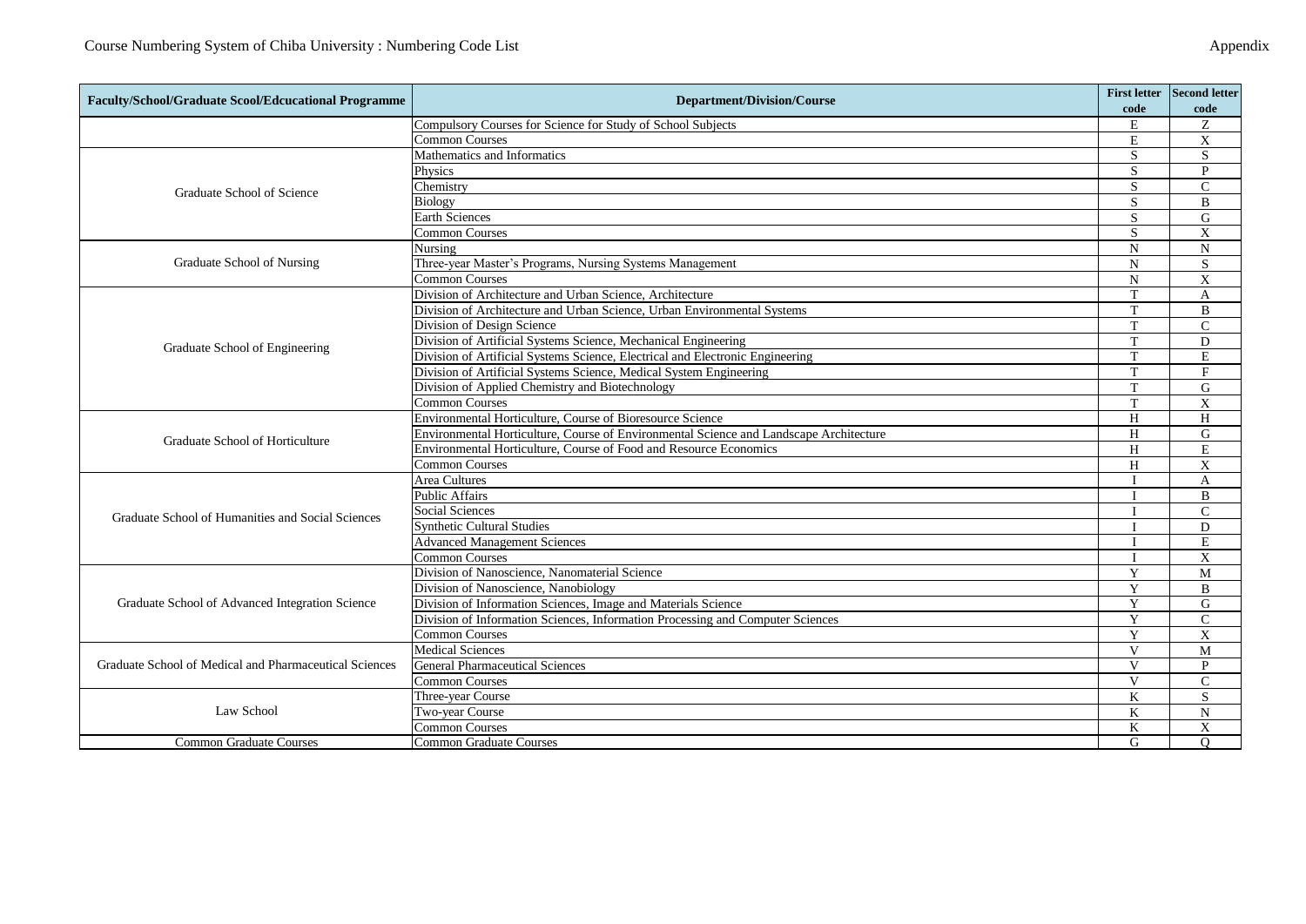| Faculty/School/Graduate Scool/Edcucational Programme | Department/Division/Course | First letter code | Second letter code |
|---|---|---|---|
| | Compulsory Courses for Science for Study of School Subjects | E | Z |
| | Common Courses | E | X |
| Graduate School of Science | Mathematics and Informatics | S | S |
| | Physics | S | P |
| | Chemistry | S | C |
| | Biology | S | B |
| | Earth Sciences | S | G |
| | Common Courses | S | X |
| Graduate School of Nursing | Nursing | N | N |
| | Three-year Master's Programs, Nursing Systems Management | N | S |
| | Common Courses | N | X |
| Graduate School of Engineering | Division of Architecture and Urban Science, Architecture | T | A |
| | Division of Architecture and Urban Science, Urban Environmental Systems | T | B |
| | Division of Design Science | T | C |
| | Division of Artificial Systems Science, Mechanical Engineering | T | D |
| | Division of Artificial Systems Science, Electrical and Electronic Engineering | T | E |
| | Division of Artificial Systems Science, Medical System Engineering | T | F |
| | Division of Applied Chemistry and Biotechnology | T | G |
| | Common Courses | T | X |
| Graduate School of Horticulture | Environmental Horticulture, Course of Bioresource Science | H | H |
| | Environmental Horticulture, Course of Environmental Science and Landscape Architecture | H | G |
| | Environmental Horticulture, Course of Food and Resource Economics | H | E |
| | Common Courses | H | X |
| Graduate School of Humanities and Social Sciences | Area Cultures | I | A |
| | Public Affairs | I | B |
| | Social Sciences | I | C |
| | Synthetic Cultural Studies | I | D |
| | Advanced Management Sciences | I | E |
| | Common Courses | I | X |
| Graduate School of Advanced Integration Science | Division of Nanoscience, Nanomaterial Science | Y | M |
| | Division of Nanoscience, Nanobiology | Y | B |
| | Division of Information Sciences, Image and Materials Science | Y | G |
| | Division of Information Sciences, Information Processing and Computer Sciences | Y | C |
| | Common Courses | Y | X |
| Graduate School of Medical and Pharmaceutical Sciences | Medical Sciences | V | M |
| | General Pharmaceutical Sciences | V | P |
| | Common Courses | V | C |
| Law School | Three-year Course | K | S |
| | Two-year Course | K | N |
| | Common Courses | K | X |
| Common Graduate Courses | Common Graduate Courses | G | Q |